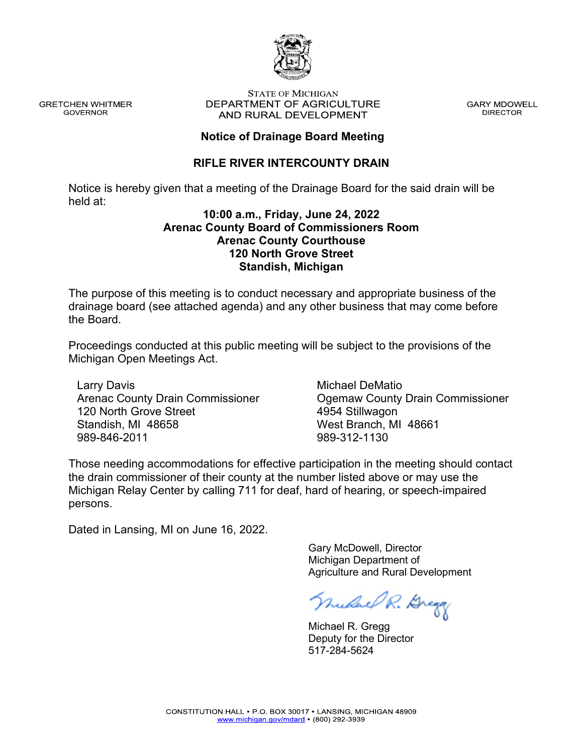GRETCHEN WHITMER
GOVERNOR

STATE OF MICHIGAN
DEPARTMENT OF AGRICULTURE
AND RURAL DEVELOPMENT

GARY MDOWELL
DIRECTOR

## Notice of Drainage Board Meeting

## RIFLE RIVER INTERCOUNTY DRAIN

Notice is hereby given that a meeting of the Drainage Board for the said drain will be held at:

**10:00 a.m., Friday, June 24, 2022**
**Arenac County Board of Commissioners Room**
**Arenac County Courthouse**
**120 North Grove Street**
**Standish, Michigan**

The purpose of this meeting is to conduct necessary and appropriate business of the drainage board (see attached agenda) and any other business that may come before the Board.

Proceedings conducted at this public meeting will be subject to the provisions of the Michigan Open Meetings Act.

Larry Davis
Arenac County Drain Commissioner
120 North Grove Street
Standish, MI 48658
989-846-2011

Michael DeMatio
Ogemaw County Drain Commissioner
4954 Stillwagon
West Branch, MI 48661
989-312-1130

Those needing accommodations for effective participation in the meeting should contact the drain commissioner of their county at the number listed above or may use the Michigan Relay Center by calling 711 for deaf, hard of hearing, or speech-impaired persons.

Dated in Lansing, MI on June 16, 2022.

Gary McDowell, Director
Michigan Department of
Agriculture and Rural Development

Michael R. Gregg
Deputy for the Director
517-284-5624

CONSTITUTION HALL • P.O. BOX 30017 • LANSING, MICHIGAN 48909
www.michigan.gov/mdard • (800) 292-3939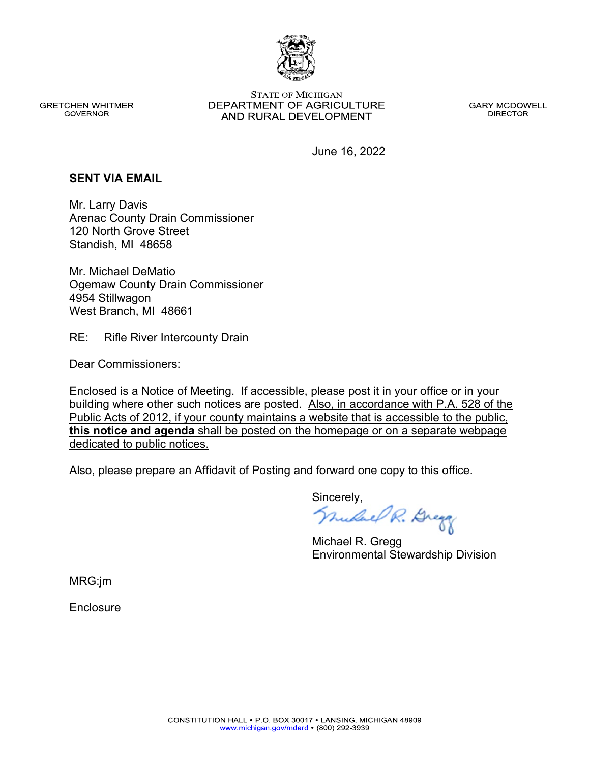STATE OF MICHIGAN
DEPARTMENT OF AGRICULTURE
AND RURAL DEVELOPMENT

GRETCHEN WHITMER
GOVERNOR

GARY MCDOWELL
DIRECTOR

June 16, 2022

**SENT VIA EMAIL**

Mr. Larry Davis
Arenac County Drain Commissioner
120 North Grove Street
Standish, MI 48658

Mr. Michael DeMatio
Ogemaw County Drain Commissioner
4954 Stillwagon
West Branch, MI 48661

RE: Rifle River Intercounty Drain

Dear Commissioners:

Enclosed is a Notice of Meeting. If accessible, please post it in your office or in your building where other such notices are posted. Also, in accordance with P.A. 528 of the Public Acts of 2012, if your county maintains a website that is accessible to the public, **this notice and agenda** shall be posted on the homepage or on a separate webpage dedicated to public notices.

Also, please prepare an Affidavit of Posting and forward one copy to this office.

Sincerely,

Michael R. Gregg
Environmental Stewardship Division

MRG:jm

Enclosure

CONSTITUTION HALL • P.O. BOX 30017 • LANSING, MICHIGAN 48909
www.michigan.gov/mdard • (800) 292-3939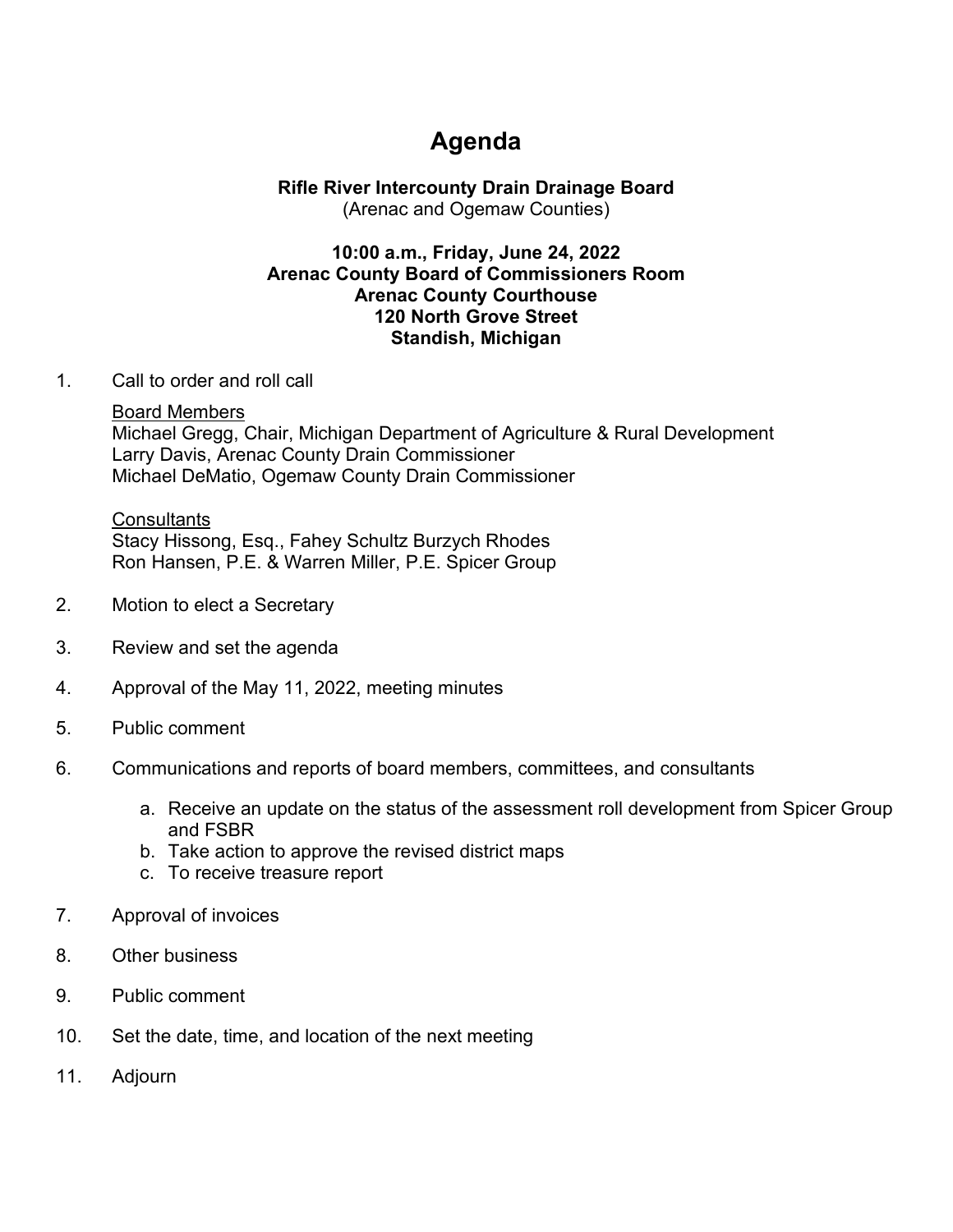# Agenda

**Rifle River Intercounty Drain Drainage Board**
(Arenac and Ogemaw Counties)

**10:00 a.m., Friday, June 24, 2022**
**Arenac County Board of Commissioners Room**
**Arenac County Courthouse**
**120 North Grove Street**
**Standish, Michigan**

1. Call to order and roll call

   Board Members
   Michael Gregg, Chair, Michigan Department of Agriculture & Rural Development
   Larry Davis, Arenac County Drain Commissioner
   Michael DeMatio, Ogemaw County Drain Commissioner

   Consultants
   Stacy Hissong, Esq., Fahey Schultz Burzych Rhodes
   Ron Hansen, P.E. & Warren Miller, P.E. Spicer Group

2. Motion to elect a Secretary

3. Review and set the agenda

4. Approval of the May 11, 2022, meeting minutes

5. Public comment

6. Communications and reports of board members, committees, and consultants

   a. Receive an update on the status of the assessment roll development from Spicer Group and FSBR
   b. Take action to approve the revised district maps
   c. To receive treasure report

7. Approval of invoices

8. Other business

9. Public comment

10. Set the date, time, and location of the next meeting

11. Adjourn